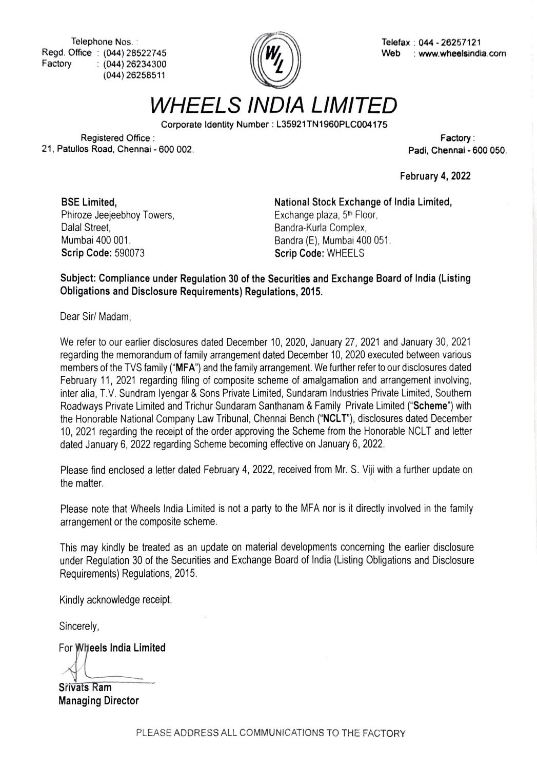Telephone Nos. :
Regd. Office : (044) 28522745
Factory : (044) 26234300
(044) 26258511

Telefax : 044 - 26257121
Web : www.wheelsindia.com

# WHEELS INDIA LIMITED

Corporate Identity Number : L35921TN1960PLC004175

Registered Office :
21, Patullos Road, Chennai - 600 002.

Factory :
Padi, Chennai - 600 050.

**February 4, 2022**

**BSE Limited,**
Phiroze Jeejeebhoy Towers,
Dalal Street,
Mumbai 400 001.
**Scrip Code:** 590073

**National Stock Exchange of India Limited,**
Exchange plaza, 5th Floor,
Bandra-Kurla Complex,
Bandra (E), Mumbai 400 051.
**Scrip Code:** WHEELS

**Subject: Compliance under Regulation 30 of the Securities and Exchange Board of India (Listing Obligations and Disclosure Requirements) Regulations, 2015.**

Dear Sir/ Madam,

We refer to our earlier disclosures dated December 10, 2020, January 27, 2021 and January 30, 2021 regarding the memorandum of family arrangement dated December 10, 2020 executed between various members of the TVS family ("**MFA**") and the family arrangement. We further refer to our disclosures dated February 11, 2021 regarding filing of composite scheme of amalgamation and arrangement involving, inter alia, T.V. Sundram Iyengar & Sons Private Limited, Sundaram Industries Private Limited, Southern Roadways Private Limited and Trichur Sundaram Santhanam & Family Private Limited ("**Scheme**") with the Honorable National Company Law Tribunal, Chennai Bench ("**NCLT**"), disclosures dated December 10, 2021 regarding the receipt of the order approving the Scheme from the Honorable NCLT and letter dated January 6, 2022 regarding Scheme becoming effective on January 6, 2022.

Please find enclosed a letter dated February 4, 2022, received from Mr. S. Viji with a further update on the matter.

Please note that Wheels India Limited is not a party to the MFA nor is it directly involved in the family arrangement or the composite scheme.

This may kindly be treated as an update on material developments concerning the earlier disclosure under Regulation 30 of the Securities and Exchange Board of India (Listing Obligations and Disclosure Requirements) Regulations, 2015.

Kindly acknowledge receipt.

Sincerely,

For **Wheels India Limited**

**Srivats Ram**
**Managing Director**

PLEASE ADDRESS ALL COMMUNICATIONS TO THE FACTORY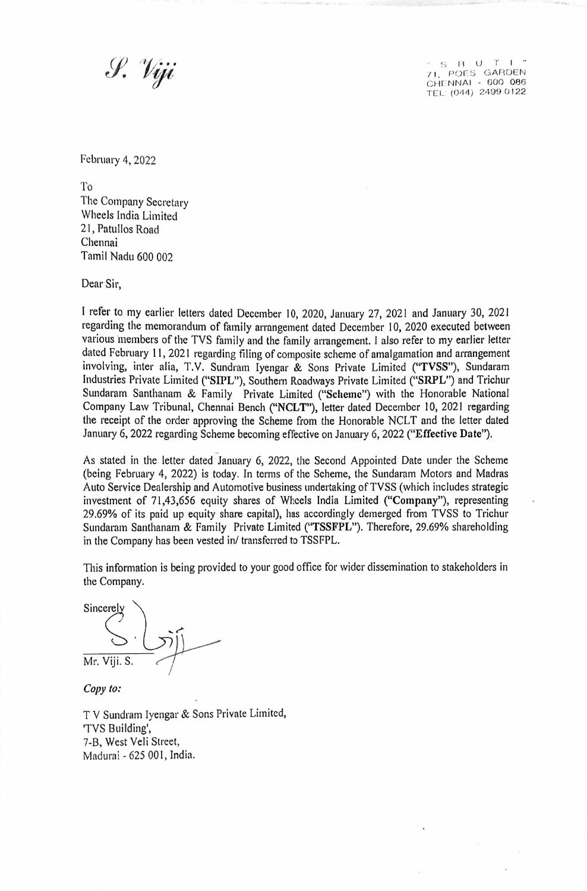*S. Viji*

" S R U T I "
71, POES GARDEN
CHENNAI - 600 086
TEL: (044) 2499 0122

February 4, 2022

To
The Company Secretary
Wheels India Limited
21, Patullos Road
Chennai
Tamil Nadu 600 002

Dear Sir,

I refer to my earlier letters dated December 10, 2020, January 27, 2021 and January 30, 2021 regarding the memorandum of family arrangement dated December 10, 2020 executed between various members of the TVS family and the family arrangement. I also refer to my earlier letter dated February 11, 2021 regarding filing of composite scheme of amalgamation and arrangement involving, inter alia, T.V. Sundram Iyengar & Sons Private Limited (**"TVSS"**), Sundaram Industries Private Limited (**"SIPL"**), Southern Roadways Private Limited (**"SRPL"**) and Trichur Sundaram Santhanam & Family Private Limited (**"Scheme"**) with the Honorable National Company Law Tribunal, Chennai Bench (**"NCLT"**), letter dated December 10, 2021 regarding the receipt of the order approving the Scheme from the Honorable NCLT and the letter dated January 6, 2022 regarding Scheme becoming effective on January 6, 2022 (**"Effective Date"**).

As stated in the letter dated January 6, 2022, the Second Appointed Date under the Scheme (being February 4, 2022) is today. In terms of the Scheme, the Sundaram Motors and Madras Auto Service Dealership and Automotive business undertaking of TVSS (which includes strategic investment of 71,43,656 equity shares of Wheels India Limited (**"Company"**), representing 29.69% of its paid up equity share capital), has accordingly demerged from TVSS to Trichur Sundaram Santhanam & Family Private Limited (**"TSSFPL"**). Therefore, 29.69% shareholding in the Company has been vested in/ transferred to TSSFPL.

This information is being provided to your good office for wider dissemination to stakeholders in the Company.

Sincerely

Mr. Viji. S.

*Copy to:*

T V Sundram Iyengar & Sons Private Limited,
'TVS Building',
7-B, West Veli Street,
Madurai - 625 001, India.